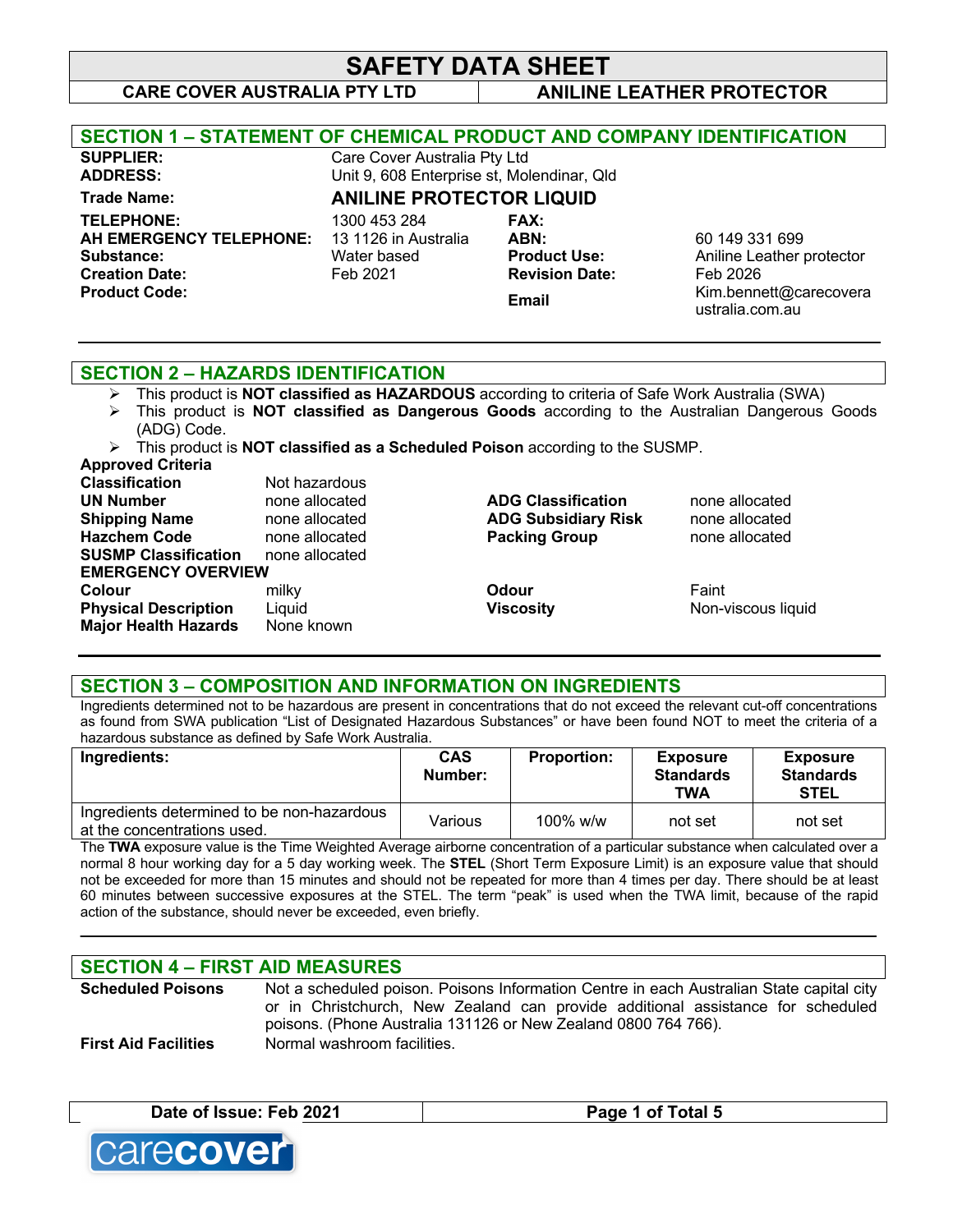# SAFETY DATA SHEET

**CARE COVER AUSTRALIA PTY LTD** | **ANILINE LEATHER PROTECTOR**

## SECTION 1 – STATEMENT OF CHEMICAL PRODUCT AND COMPANY IDENTIFICATION

**SUPPLIER:** Care Cover Australia Pty Ltd
**ADDRESS:** Unit 9, 608 Enterprise st, Molendinar, Qld
**Trade Name:** **ANILINE PROTECTOR LIQUID**

| | | | |
|---|---|---|---|
| **TELEPHONE:** | 1300 453 284 | **FAX:** | |
| **AH EMERGENCY TELEPHONE:** | 13 1126 in Australia | **ABN:** | 60 149 331 699 |
| **Substance:** | Water based | **Product Use:** | Aniline Leather protector |
| **Creation Date:** | Feb 2021 | **Revision Date:** | Feb 2026 |
| **Product Code:** | | **Email** | Kim.bennett@carecoveraustralia.com.au |

## SECTION 2 – HAZARDS IDENTIFICATION

- This product is **NOT classified as HAZARDOUS** according to criteria of Safe Work Australia (SWA)
- This product is **NOT classified as Dangerous Goods** according to the Australian Dangerous Goods (ADG) Code.
- This product is **NOT classified as a Scheduled Poison** according to the SUSMP.

**Approved Criteria**

| | | | |
|---|---|---|---|
| **Classification** | Not hazardous | | |
| **UN Number** | none allocated | **ADG Classification** | none allocated |
| **Shipping Name** | none allocated | **ADG Subsidiary Risk** | none allocated |
| **Hazchem Code** | none allocated | **Packing Group** | none allocated |
| **SUSMP Classification** | none allocated | | |

**EMERGENCY OVERVIEW**

| | | | |
|---|---|---|---|
| **Colour** | milky | **Odour** | Faint |
| **Physical Description** | Liquid | **Viscosity** | Non-viscous liquid |
| **Major Health Hazards** | None known | | |

## SECTION 3 – COMPOSITION AND INFORMATION ON INGREDIENTS

Ingredients determined not to be hazardous are present in concentrations that do not exceed the relevant cut-off concentrations as found from SWA publication "List of Designated Hazardous Substances" or have been found NOT to meet the criteria of a hazardous substance as defined by Safe Work Australia.

| Ingredients: | CAS Number: | Proportion: | Exposure Standards TWA | Exposure Standards STEL |
|---|---|---|---|---|
| Ingredients determined to be non-hazardous at the concentrations used. | Various | 100% w/w | not set | not set |

The **TWA** exposure value is the Time Weighted Average airborne concentration of a particular substance when calculated over a normal 8 hour working day for a 5 day working week. The **STEL** (Short Term Exposure Limit) is an exposure value that should not be exceeded for more than 15 minutes and should not be repeated for more than 4 times per day. There should be at least 60 minutes between successive exposures at the STEL. The term "peak" is used when the TWA limit, because of the rapid action of the substance, should never be exceeded, even briefly.

## SECTION 4 – FIRST AID MEASURES

**Scheduled Poisons** — Not a scheduled poison. Poisons Information Centre in each Australian State capital city or in Christchurch, New Zealand can provide additional assistance for scheduled poisons. (Phone Australia 131126 or New Zealand 0800 764 766).

**First Aid Facilities** — Normal washroom facilities.

**Date of Issue: Feb 2021**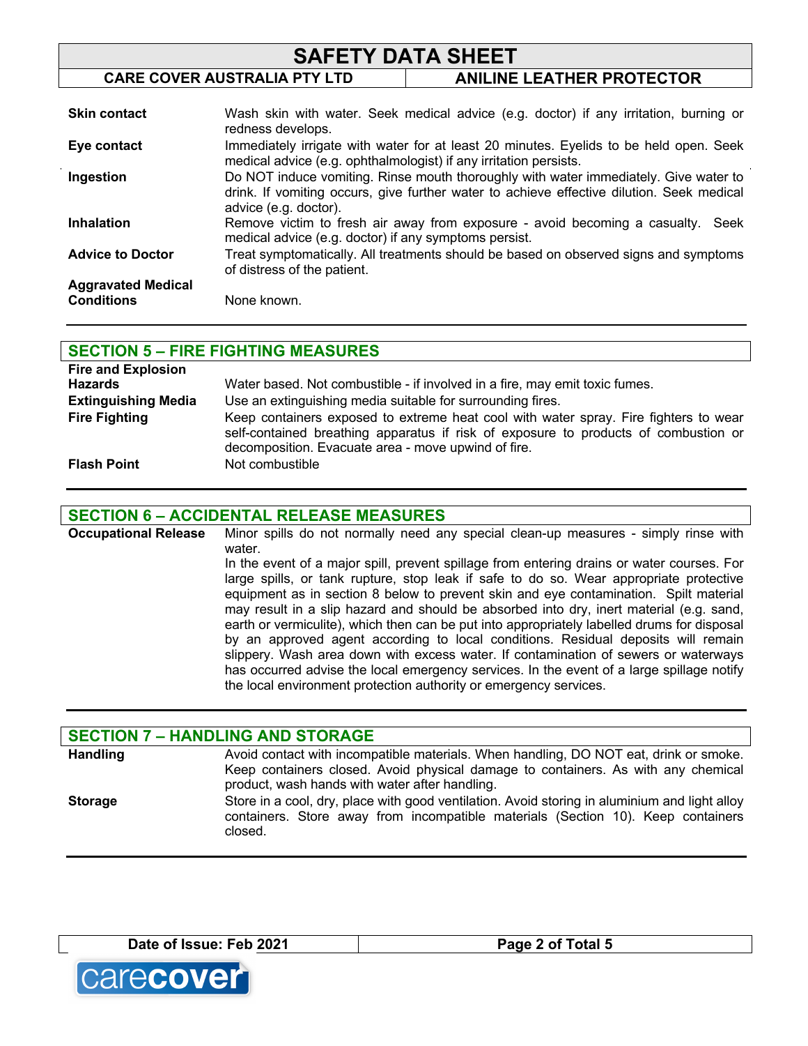| | |
|---|---|
| **Skin contact** | Wash skin with water. Seek medical advice (e.g. doctor) if any irritation, burning or redness develops. |
| **Eye contact** | Immediately irrigate with water for at least 20 minutes. Eyelids to be held open. Seek medical advice (e.g. ophthalmologist) if any irritation persists. |
| **Ingestion** | Do NOT induce vomiting. Rinse mouth thoroughly with water immediately. Give water to drink. If vomiting occurs, give further water to achieve effective dilution. Seek medical advice (e.g. doctor). |
| **Inhalation** | Remove victim to fresh air away from exposure - avoid becoming a casualty. Seek medical advice (e.g. doctor) if any symptoms persist. |
| **Advice to Doctor** | Treat symptomatically. All treatments should be based on observed signs and symptoms of distress of the patient. |
| **Aggravated Medical Conditions** | None known. |

## SECTION 5 – FIRE FIGHTING MEASURES

| | |
|---|---|
| **Fire and Explosion Hazards** | Water based. Not combustible - if involved in a fire, may emit toxic fumes. |
| **Extinguishing Media** | Use an extinguishing media suitable for surrounding fires. |
| **Fire Fighting** | Keep containers exposed to extreme heat cool with water spray. Fire fighters to wear self-contained breathing apparatus if risk of exposure to products of combustion or decomposition. Evacuate area - move upwind of fire. |
| **Flash Point** | Not combustible |

## SECTION 6 – ACCIDENTAL RELEASE MEASURES

**Occupational Release**

Minor spills do not normally need any special clean-up measures - simply rinse with water.

In the event of a major spill, prevent spillage from entering drains or water courses. For large spills, or tank rupture, stop leak if safe to do so. Wear appropriate protective equipment as in section 8 below to prevent skin and eye contamination. Spilt material may result in a slip hazard and should be absorbed into dry, inert material (e.g. sand, earth or vermiculite), which then can be put into appropriately labelled drums for disposal by an approved agent according to local conditions. Residual deposits will remain slippery. Wash area down with excess water. If contamination of sewers or waterways has occurred advise the local emergency services. In the event of a large spillage notify the local environment protection authority or emergency services.

## SECTION 7 – HANDLING AND STORAGE

| | |
|---|---|
| **Handling** | Avoid contact with incompatible materials. When handling, DO NOT eat, drink or smoke. Keep containers closed. Avoid physical damage to containers. As with any chemical product, wash hands with water after handling. |
| **Storage** | Store in a cool, dry, place with good ventilation. Avoid storing in aluminium and light alloy containers. Store away from incompatible materials (Section 10). Keep containers closed. |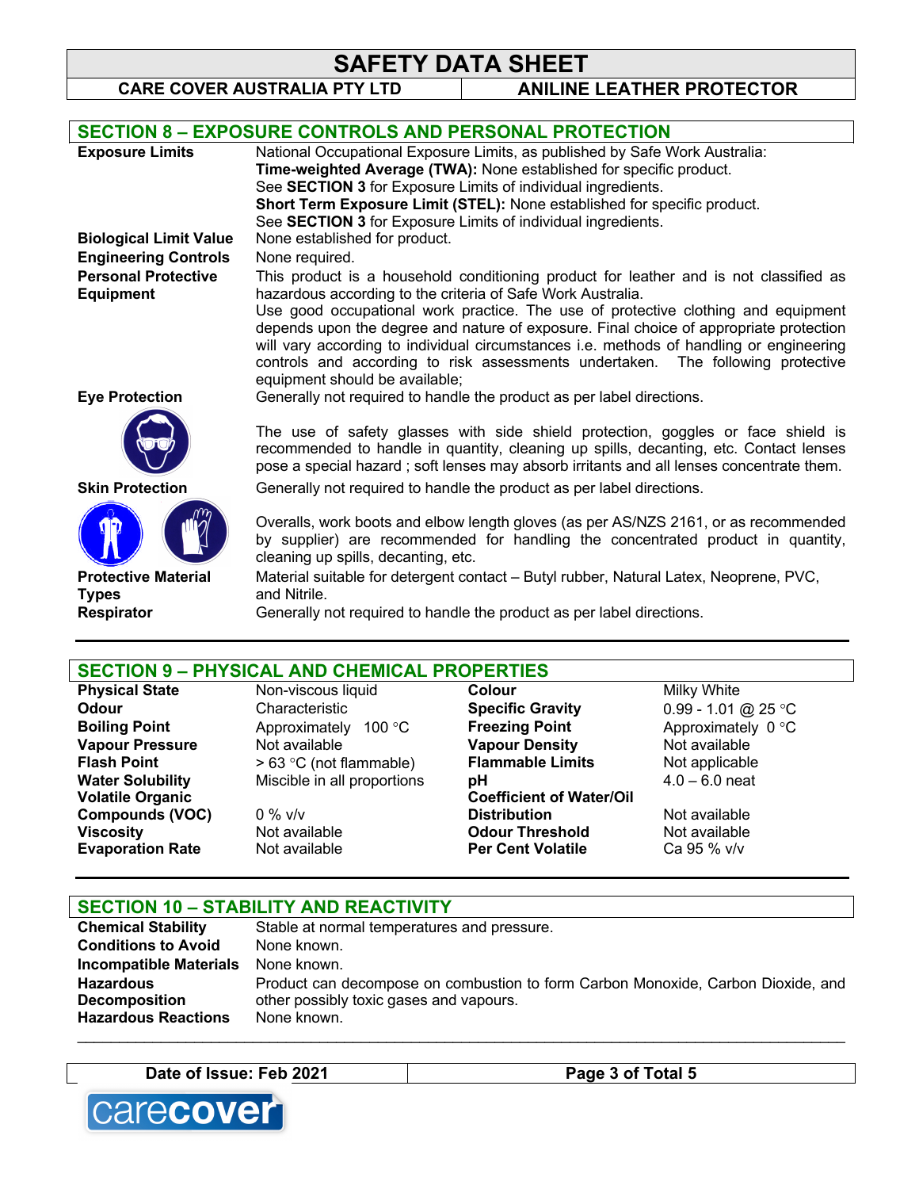## SECTION 8 – EXPOSURE CONTROLS AND PERSONAL PROTECTION

| | |
|---|---|
| **Exposure Limits** | National Occupational Exposure Limits, as published by Safe Work Australia:<br>**Time-weighted Average (TWA):** None established for specific product.<br>See **SECTION 3** for Exposure Limits of individual ingredients.<br>**Short Term Exposure Limit (STEL):** None established for specific product.<br>See **SECTION 3** for Exposure Limits of individual ingredients. |
| **Biological Limit Value** | None established for product. |
| **Engineering Controls** | None required. |
| **Personal Protective Equipment** | This product is a household conditioning product for leather and is not classified as hazardous according to the criteria of Safe Work Australia.<br>Use good occupational work practice. The use of protective clothing and equipment depends upon the degree and nature of exposure. Final choice of appropriate protection will vary according to individual circumstances i.e. methods of handling or engineering controls and according to risk assessments undertaken. The following protective equipment should be available; |
| **Eye Protection** | Generally not required to handle the product as per label directions.<br><br>The use of safety glasses with side shield protection, goggles or face shield is recommended to handle in quantity, cleaning up spills, decanting, etc. Contact lenses pose a special hazard ; soft lenses may absorb irritants and all lenses concentrate them. |
| **Skin Protection** | Generally not required to handle the product as per label directions.<br><br>Overalls, work boots and elbow length gloves (as per AS/NZS 2161, or as recommended by supplier) are recommended for handling the concentrated product in quantity, cleaning up spills, decanting, etc. |
| **Protective Material Types** | Material suitable for detergent contact – Butyl rubber, Natural Latex, Neoprene, PVC, and Nitrile. |
| **Respirator** | Generally not required to handle the product as per label directions. |

## SECTION 9 – PHYSICAL AND CHEMICAL PROPERTIES

| | | | |
|---|---|---|---|
| **Physical State** | Non-viscous liquid | **Colour** | Milky White |
| **Odour** | Characteristic | **Specific Gravity** | 0.99 - 1.01 @ 25 °C |
| **Boiling Point** | Approximately 100 °C | **Freezing Point** | Approximately 0 °C |
| **Vapour Pressure** | Not available | **Vapour Density** | Not available |
| **Flash Point** | > 63 °C (not flammable) | **Flammable Limits** | Not applicable |
| **Water Solubility** | Miscible in all proportions | **pH** | 4.0 – 6.0 neat |
| **Volatile Organic Compounds (VOC)** | 0 % v/v | **Coefficient of Water/Oil Distribution** | Not available |
| **Viscosity** | Not available | **Odour Threshold** | Not available |
| **Evaporation Rate** | Not available | **Per Cent Volatile** | Ca 95 % v/v |

## SECTION 10 – STABILITY AND REACTIVITY

| | |
|---|---|
| **Chemical Stability** | Stable at normal temperatures and pressure. |
| **Conditions to Avoid** | None known. |
| **Incompatible Materials** | None known. |
| **Hazardous Decomposition** | Product can decompose on combustion to form Carbon Monoxide, Carbon Dioxide, and other possibly toxic gases and vapours. |
| **Hazardous Reactions** | None known. |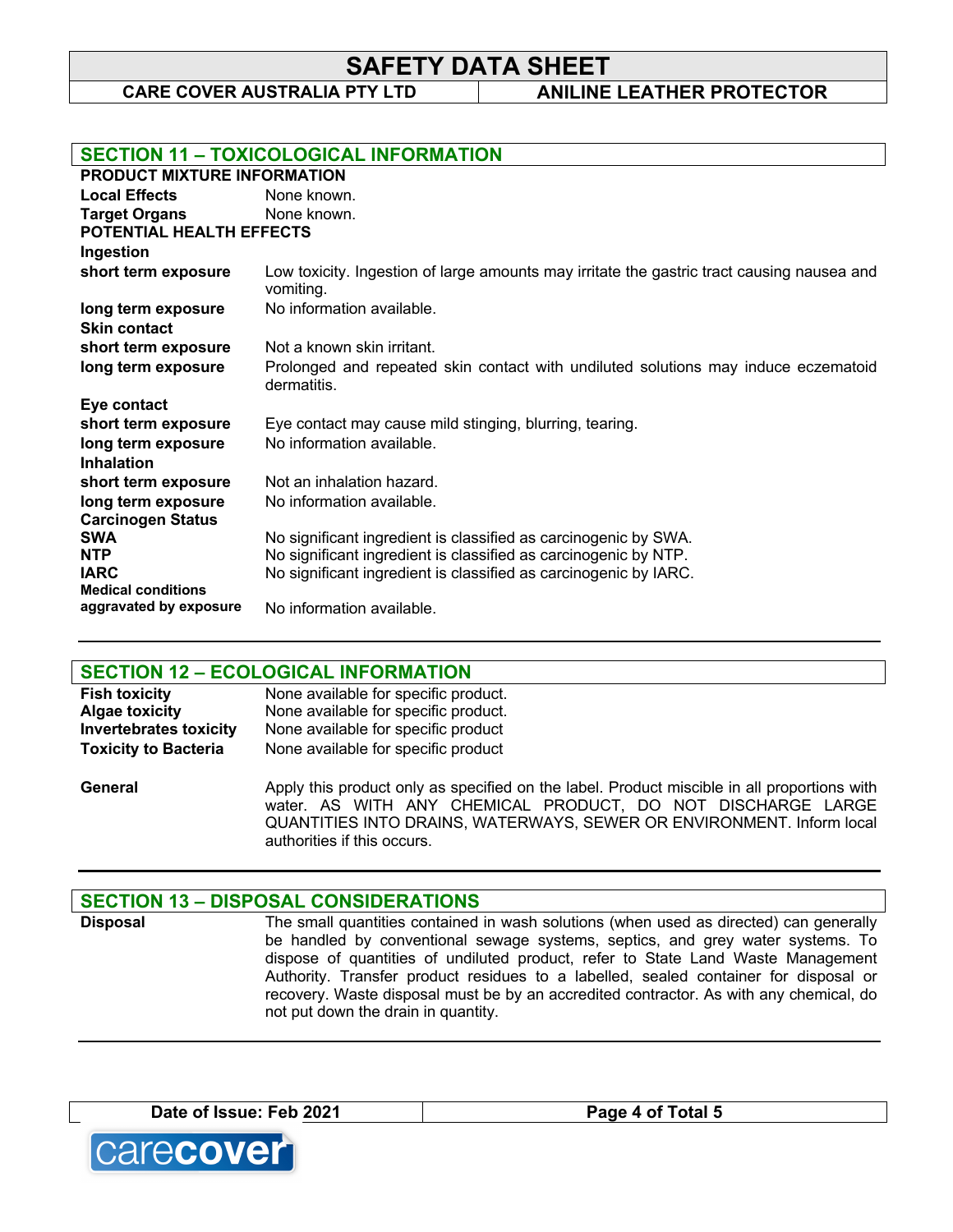## SECTION 11 – TOXICOLOGICAL INFORMATION

**PRODUCT MIXTURE INFORMATION**

| | |
|---|---|
| **Local Effects** | None known. |
| **Target Organs** | None known. |

**POTENTIAL HEALTH EFFECTS**

**Ingestion**

| | |
|---|---|
| **short term exposure** | Low toxicity. Ingestion of large amounts may irritate the gastric tract causing nausea and vomiting. |
| **long term exposure** | No information available. |

**Skin contact**

| | |
|---|---|
| **short term exposure** | Not a known skin irritant. |
| **long term exposure** | Prolonged and repeated skin contact with undiluted solutions may induce eczematoid dermatitis. |

**Eye contact**

| | |
|---|---|
| **short term exposure** | Eye contact may cause mild stinging, blurring, tearing. |
| **long term exposure** | No information available. |

**Inhalation**

| | |
|---|---|
| **short term exposure** | Not an inhalation hazard. |
| **long term exposure** | No information available. |

**Carcinogen Status**

| | |
|---|---|
| **SWA** | No significant ingredient is classified as carcinogenic by SWA. |
| **NTP** | No significant ingredient is classified as carcinogenic by NTP. |
| **IARC** | No significant ingredient is classified as carcinogenic by IARC. |
| **Medical conditions aggravated by exposure** | No information available. |

## SECTION 12 – ECOLOGICAL INFORMATION

| | |
|---|---|
| **Fish toxicity** | None available for specific product. |
| **Algae toxicity** | None available for specific product. |
| **Invertebrates toxicity** | None available for specific product |
| **Toxicity to Bacteria** | None available for specific product |
| **General** | Apply this product only as specified on the label. Product miscible in all proportions with water. AS WITH ANY CHEMICAL PRODUCT, DO NOT DISCHARGE LARGE QUANTITIES INTO DRAINS, WATERWAYS, SEWER OR ENVIRONMENT. Inform local authorities if this occurs. |

## SECTION 13 – DISPOSAL CONSIDERATIONS

| | |
|---|---|
| **Disposal** | The small quantities contained in wash solutions (when used as directed) can generally be handled by conventional sewage systems, septics, and grey water systems. To dispose of quantities of undiluted product, refer to State Land Waste Management Authority. Transfer product residues to a labelled, sealed container for disposal or recovery. Waste disposal must be by an accredited contractor. As with any chemical, do not put down the drain in quantity. |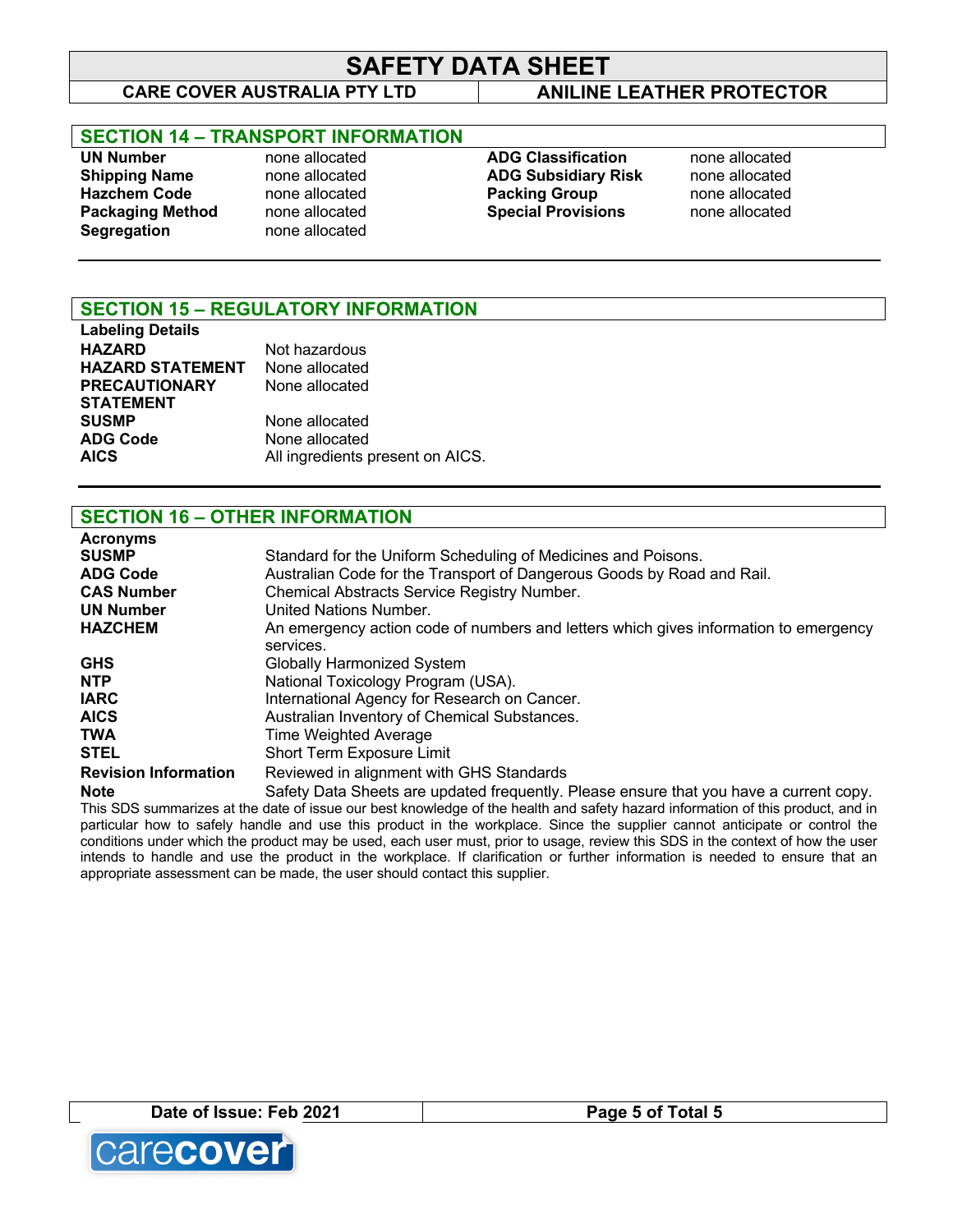## SECTION 14 – TRANSPORT INFORMATION

| | | | |
|---|---|---|---|
| **UN Number** | none allocated | **ADG Classification** | none allocated |
| **Shipping Name** | none allocated | **ADG Subsidiary Risk** | none allocated |
| **Hazchem Code** | none allocated | **Packing Group** | none allocated |
| **Packaging Method** | none allocated | **Special Provisions** | none allocated |
| **Segregation** | none allocated | | |

## SECTION 15 – REGULATORY INFORMATION

**Labeling Details**

| | |
|---|---|
| **HAZARD** | Not hazardous |
| **HAZARD STATEMENT** | None allocated |
| **PRECAUTIONARY STATEMENT** | None allocated |
| **SUSMP** | None allocated |
| **ADG Code** | None allocated |
| **AICS** | All ingredients present on AICS. |

## SECTION 16 – OTHER INFORMATION

**Acronyms**

| | |
|---|---|
| **SUSMP** | Standard for the Uniform Scheduling of Medicines and Poisons. |
| **ADG Code** | Australian Code for the Transport of Dangerous Goods by Road and Rail. |
| **CAS Number** | Chemical Abstracts Service Registry Number. |
| **UN Number** | United Nations Number. |
| **HAZCHEM** | An emergency action code of numbers and letters which gives information to emergency services. |
| **GHS** | Globally Harmonized System |
| **NTP** | National Toxicology Program (USA). |
| **IARC** | International Agency for Research on Cancer. |
| **AICS** | Australian Inventory of Chemical Substances. |
| **TWA** | Time Weighted Average |
| **STEL** | Short Term Exposure Limit |
| **Revision Information** | Reviewed in alignment with GHS Standards |
| **Note** | Safety Data Sheets are updated frequently. Please ensure that you have a current copy. |

This SDS summarizes at the date of issue our best knowledge of the health and safety hazard information of this product, and in particular how to safely handle and use this product in the workplace. Since the supplier cannot anticipate or control the conditions under which the product may be used, each user must, prior to usage, review this SDS in the context of how the user intends to handle and use the product in the workplace. If clarification or further information is needed to ensure that an appropriate assessment can be made, the user should contact this supplier.